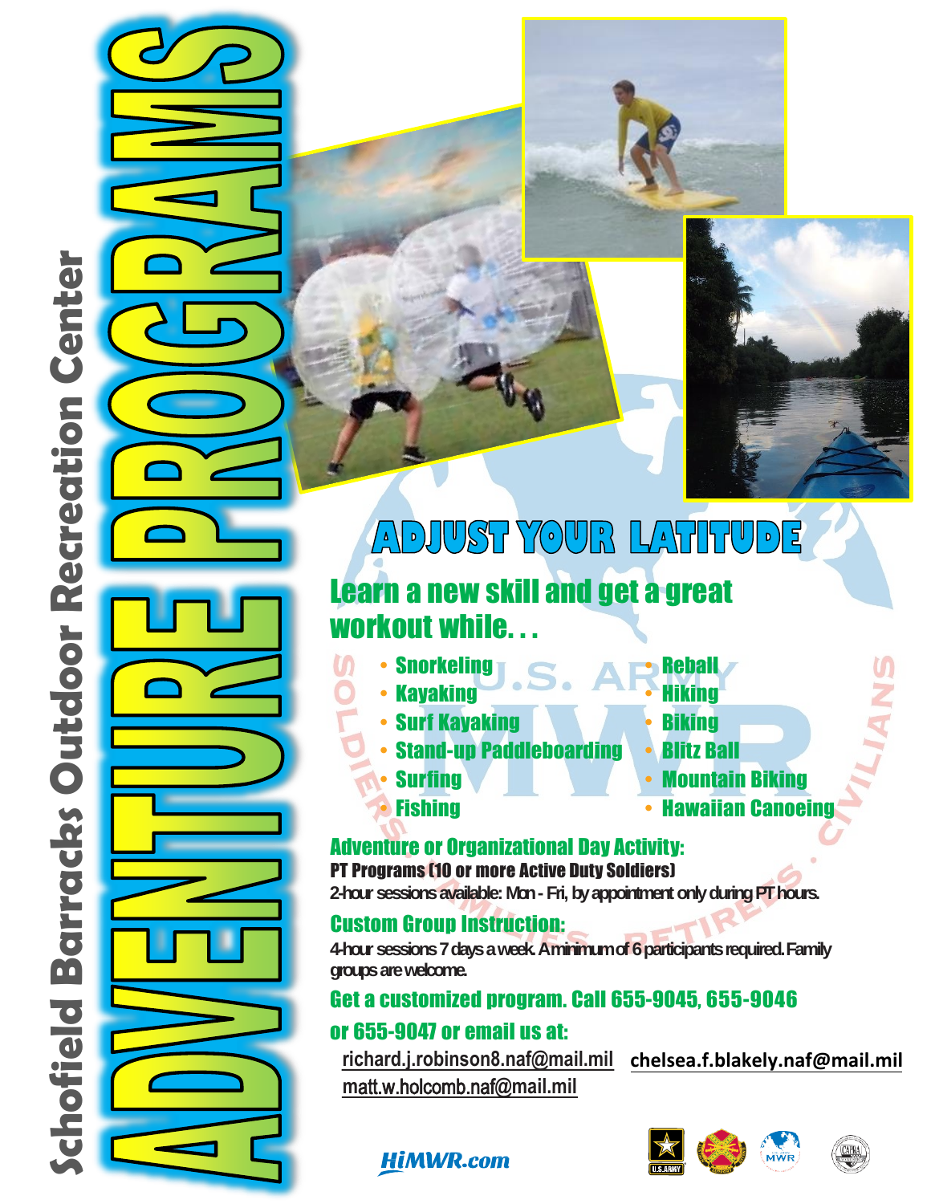# Schofield Barracks Outdoor Recreation Center

# ADVENTURE PROGRAMS

## ADJUST YOUR LATITUDE

**Learn a new skill and get a great workout while. . .**

- Snorkeling
- Kayaking
- Surf Kayaking
- Stand-up Paddleboarding
- Surfing
- Fishing
- Reball
- Hiking
- Biking
- Blitz Ball
- Mountain Biking
- Hawaiian Canoeing

**Adventure or Organizational Day Activity:**

**PT Programs (10 or more Active Duty Soldiers)**

2-hour sessions available: Mon - Fri, by appointment only during PT hours.

**Custom Group Instruction:**

4-hour sessions 7 days a week. A minimum of 6 participants required. Family groups are welcome.

**Get a customized program. Call 655-9045, 655-9046 or 655-9047 or email us at:**

richard.j.robinson8.naf@mail.mil
chelsea.f.blakely.naf@mail.mil
matt.w.holcomb.naf@mail.mil

HiMWR.com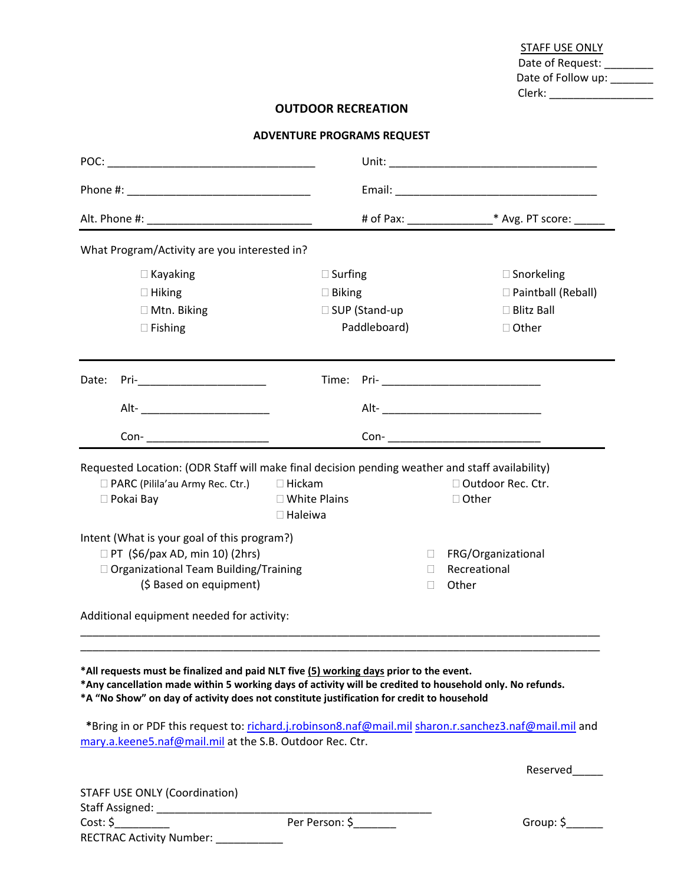STAFF USE ONLY
Date of Request: ________
Date of Follow up: _______
Clerk: _________________

## OUTDOOR RECREATION

### ADVENTURE PROGRAMS REQUEST

POC: ________________________________ Unit: ________________________________

Phone #: ____________________________ Email: ________________________________

Alt. Phone #: ________________________ # of Pax: _____________* Avg. PT score: _____

What Program/Activity are you interested in?

| | | |
|---|---|---|
| ☐ Kayaking | ☐ Surfing | ☐ Snorkeling |
| ☐ Hiking | ☐ Biking | ☐ Paintball (Reball) |
| ☐ Mtn. Biking | ☐ SUP (Stand-up Paddleboard) | ☐ Blitz Ball |
| ☐ Fishing | | ☐ Other |

Date: Pri-____________________ Time: Pri- ________________________

Alt- ____________________ Alt- ________________________

Con- ____________________ Con- ________________________

Requested Location: (ODR Staff will make final decision pending weather and staff availability)

| | | |
|---|---|---|
| ☐ PARC (Pililā'au Army Rec. Ctr.) | ☐ Hickam | ☐ Outdoor Rec. Ctr. |
| ☐ Pokai Bay | ☐ White Plains | ☐ Other |
| | ☐ Haleiwa | |

Intent (What is your goal of this program?)

- ☐ PT ($6/pax AD, min 10) (2hrs)
- ☐ Organizational Team Building/Training ($ Based on equipment)
- ☐ FRG/Organizational
- ☐ Recreational
- ☐ Other

Additional equipment needed for activity:

______________________________________________________________________________

______________________________________________________________________________

**\*All requests must be finalized and paid NLT five (5) working days prior to the event.**
**\*Any cancellation made within 5 working days of activity will be credited to household only. No refunds.**
**\*A "No Show" on day of activity does not constitute justification for credit to household**

\*Bring in or PDF this request to: richard.j.robinson8.naf@mail.mil sharon.r.sanchez3.naf@mail.mil and mary.a.keene5.naf@mail.mil at the S.B. Outdoor Rec. Ctr.

Reserved_____

STAFF USE ONLY (Coordination)
Staff Assigned: ________________________________________
Cost: $_________ Per Person: $_______ Group: $______
RECTRAC Activity Number: ___________